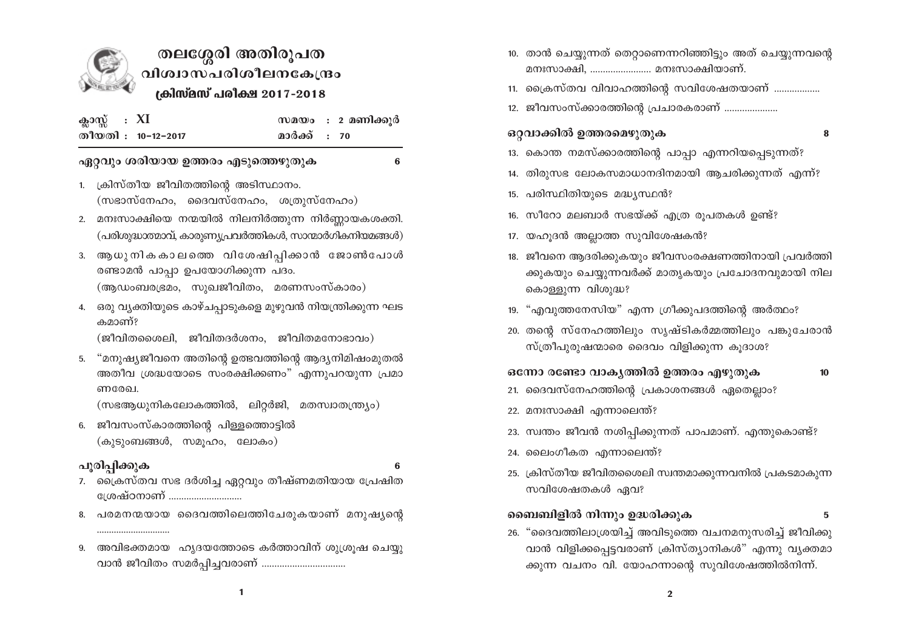# തലശ്ശേരി അതിരൂപത
## വിശ്വാസപരിശീലനകേന്ദ്രം
### ക്രിസ്മസ് പരീക്ഷ 2017-2018

ക്ലാസ്സ് : XI — സമയം : 2 മണിക്കൂർ

തീയതി : 10-12-2017 — മാർക്ക് : 70

**ഏറ്റവും ശരിയായ ഉത്തരം എടുത്തെഴുതുക** 6

1. ക്രിസ്തീയ ജീവിതത്തിന്റെ അടിസ്ഥാനം.
   (സഭാസ്നേഹം, ദൈവസ്നേഹം, ശത്രുസ്നേഹം)
2. മനഃസാക്ഷിയെ നന്മയിൽ നിലനിർത്തുന്ന നിർണ്ണായകശക്തി.
   (പരിശുദ്ധാത്മാവ്, കാരുണ്യപ്രവർത്തികൾ, സാന്മാർഗികനിയമങ്ങൾ)
3. ആധുനികകാലത്തെ വിശേഷിപ്പിക്കാൻ ജോൺപോൾ രണ്ടാമൻ പാപ്പാ ഉപയോഗിക്കുന്ന പദം.
   (ആഡംബരഭ്രമം, സുഖജീവിതം, മരണസംസ്കാരം)
4. ഒരു വ്യക്തിയുടെ കാഴ്ചപ്പാടുകളെ മുഴുവൻ നിയന്ത്രിക്കുന്ന ഘടകമാണ്?
   (ജീവിതശൈലി, ജീവിതദർശനം, ജീവിതമനോഭാവം)
5. "മനുഷ്യജീവനെ അതിന്റെ ഉത്ഭവത്തിന്റെ ആദ്യനിമിഷംമുതൽ അതീവ ശ്രദ്ധയോടെ സംരക്ഷിക്കണം" എന്നുപറയുന്ന പ്രമാണരേഖ.
   (സഭആധുനികലോകത്തിൽ, ലിറ്റർജി, മതസ്വാതന്ത്ര്യം)
6. ജീവസംസ്കാരത്തിന്റെ പിള്ളത്തൊട്ടിൽ
   (കുടുംബങ്ങൾ, സമൂഹം, ലോകം)

**പൂരിപ്പിക്കുക** 6

7. ക്രൈസ്തവ സഭ ദർശിച്ച ഏറ്റവും തീഷ്ണമതിയായ പ്രേഷിത ശ്രേഷ്ഠനാണ് ..........................
8. പരമനന്മയായ ദൈവത്തിലെത്തിചേരുകയാണ് മനുഷ്യന്റെ ..........................
9. അവിഭക്തമായ ഹൃദയത്തോടെ കർത്താവിന് ശുശ്രൂഷ ചെയ്യുവാൻ ജീവിതം സമർപ്പിച്ചവരാണ് ..........................
10. താൻ ചെയ്യുന്നത് തെറ്റാണെന്നറിഞ്ഞിട്ടും അത് ചെയ്യുന്നവന്റെ മനഃസാക്ഷി, ...................... മനഃസാക്ഷിയാണ്.
11. ക്രൈസ്തവ വിവാഹത്തിന്റെ സവിശേഷതയാണ് ..................
12. ജീവസംസ്ക്കാരത്തിന്റെ പ്രചാരകരാണ് ..................

**ഒറ്റവാക്കിൽ ഉത്തരമെഴുതുക** 8

13. കൊന്ത നമസ്ക്കാരത്തിന്റെ പാപ്പാ എന്നറിയപ്പെടുന്നത്?
14. തിരുസഭ ലോകസമാധാനദിനമായി ആചരിക്കുന്നത് എന്ന്?
15. പരിസ്ഥിതിയുടെ മദ്ധ്യസ്ഥൻ?
16. സീറോ മലബാർ സഭയ്ക്ക് എത്ര രൂപതകൾ ഉണ്ട്?
17. യഹൂദൻ അല്ലാത്ത സുവിശേഷകൻ?
18. ജീവനെ ആദരിക്കുകയും ജീവസംരക്ഷണത്തിനായി പ്രവർത്തിക്കുകയും ചെയ്യുന്നവർക്ക് മാതൃകയും പ്രചോദനവുമായി നിലകൊള്ളുന്ന വിശുദ്ധ?
19. "എവുത്തനേസിയ" എന്ന ഗ്രീക്കുപദത്തിന്റെ അർത്ഥം?
20. തന്റെ സ്നേഹത്തിലും സൃഷ്ടികർമ്മത്തിലും പങ്കുചേരാൻ സ്ത്രീപുരുഷന്മാരെ ദൈവം വിളിക്കുന്ന കൂദാശ?

**ഒന്നോ രണ്ടോ വാക്യത്തിൽ ഉത്തരം എഴുതുക** 10

21. ദൈവസ്നേഹത്തിന്റെ പ്രകാശനങ്ങൾ ഏതെല്ലാം?
22. മനഃസാക്ഷി എന്നാലെന്ത്?
23. സ്വന്തം ജീവൻ നശിപ്പിക്കുന്നത് പാപമാണ്. എന്തുകൊണ്ട്?
24. ലൈംഗീകത എന്നാലെന്ത്?
25. ക്രിസ്തീയ ജീവിതശൈലി സ്വന്തമാക്കുന്നവനിൽ പ്രകടമാകുന്ന സവിശേഷതകൾ ഏവ?

**ബൈബിളിൽ നിന്നും ഉദ്ധരിക്കുക** 5

26. "ദൈവത്തിലാശ്രയിച്ച് അവിടുത്തെ വചനമനുസരിച്ച് ജീവിക്കുവാൻ വിളിക്കപ്പെട്ടവരാണ് ക്രിസ്ത്യാനികൾ" എന്നു വ്യക്തമാക്കുന്ന വചനം വി. യോഹന്നാന്റെ സുവിശേഷത്തിൽനിന്ന്.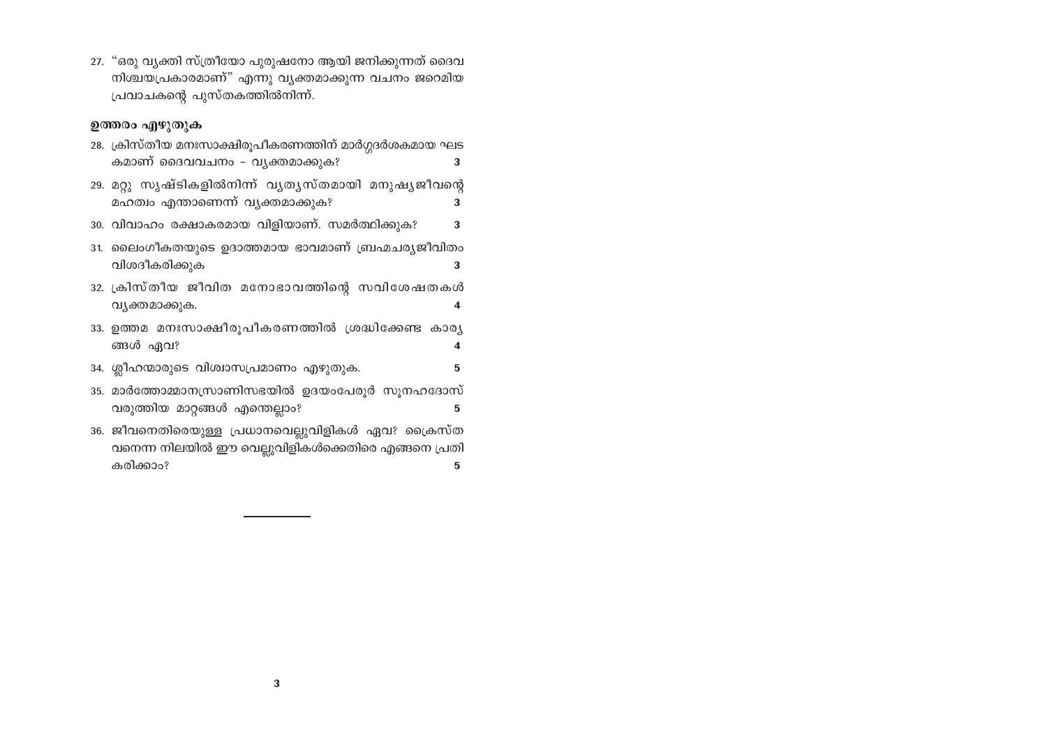27. "ഒരു വ്യക്തി സ്ത്രീയോ പുരുഷനോ ആയി ജനിക്കുന്നത് ദൈവ നിശ്ചയപ്രകാരമാണ്" എന്നു വ്യക്തമാക്കുന്ന വചനം ജറെമിയ പ്രവാചകന്റെ പുസ്തകത്തിൽനിന്ന്.

**ഉത്തരം എഴുതുക**

28. ക്രിസ്തീയ മനഃസാക്ഷിരൂപീകരണത്തിന് മാർഗ്ഗദർശകമായ ഘടകമാണ് ദൈവവചനം - വ്യക്തമാക്കുക? 3

29. മറ്റു സൃഷ്ടികളിൽനിന്ന് വ്യത്യസ്തമായി മനുഷ്യജീവന്റെ മഹത്വം എന്താണെന്ന് വ്യക്തമാക്കുക? 3

30. വിവാഹം രക്ഷാകരമായ വിളിയാണ്. സമർത്ഥിക്കുക? 3

31. ലൈംഗീകതയുടെ ഉദാത്തമായ ഭാവമാണ് ബ്രഹ്മചര്യജീവിതം വിശദീകരിക്കുക 3

32. ക്രിസ്തീയ ജീവിത മനോഭാവത്തിന്റെ സവിശേഷതകൾ വ്യക്തമാക്കുക. 4

33. ഉത്തമ മനഃസാക്ഷീരൂപീകരണത്തിൽ ശ്രദ്ധിക്കേണ്ട കാര്യങ്ങൾ ഏവ? 4

34. ശ്ലീഹന്മാരുടെ വിശ്വാസപ്രമാണം എഴുതുക. 5

35. മാർത്തോമ്മാനസ്രാണിസഭയിൽ ഉദയംപേരൂർ സൂനഹദോസ് വരുത്തിയ മാറ്റങ്ങൾ എന്തെല്ലാം? 5

36. ജീവനെതിരെയുള്ള പ്രധാനവെല്ലുവിളികൾ ഏവ? ക്രൈസ്തവനെന്ന നിലയിൽ ഈ വെല്ലുവിളികൾക്കെതിരെ എങ്ങനെ പ്രതികരിക്കാം? 5